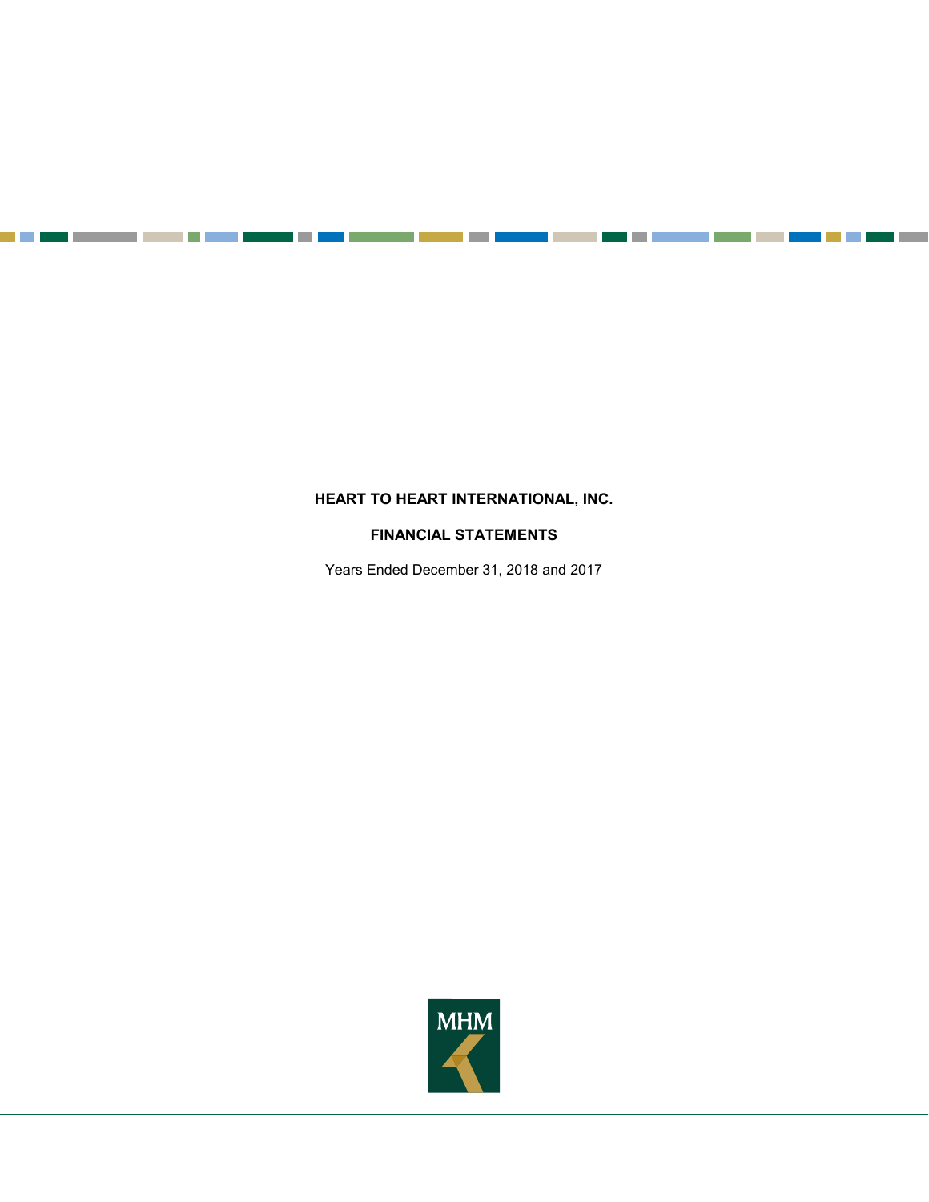# HEART TO HEART INTERNATIONAL, INC.

## FINANCIAL STATEMENTS

Years Ended December 31, 2018 and 2017

MHM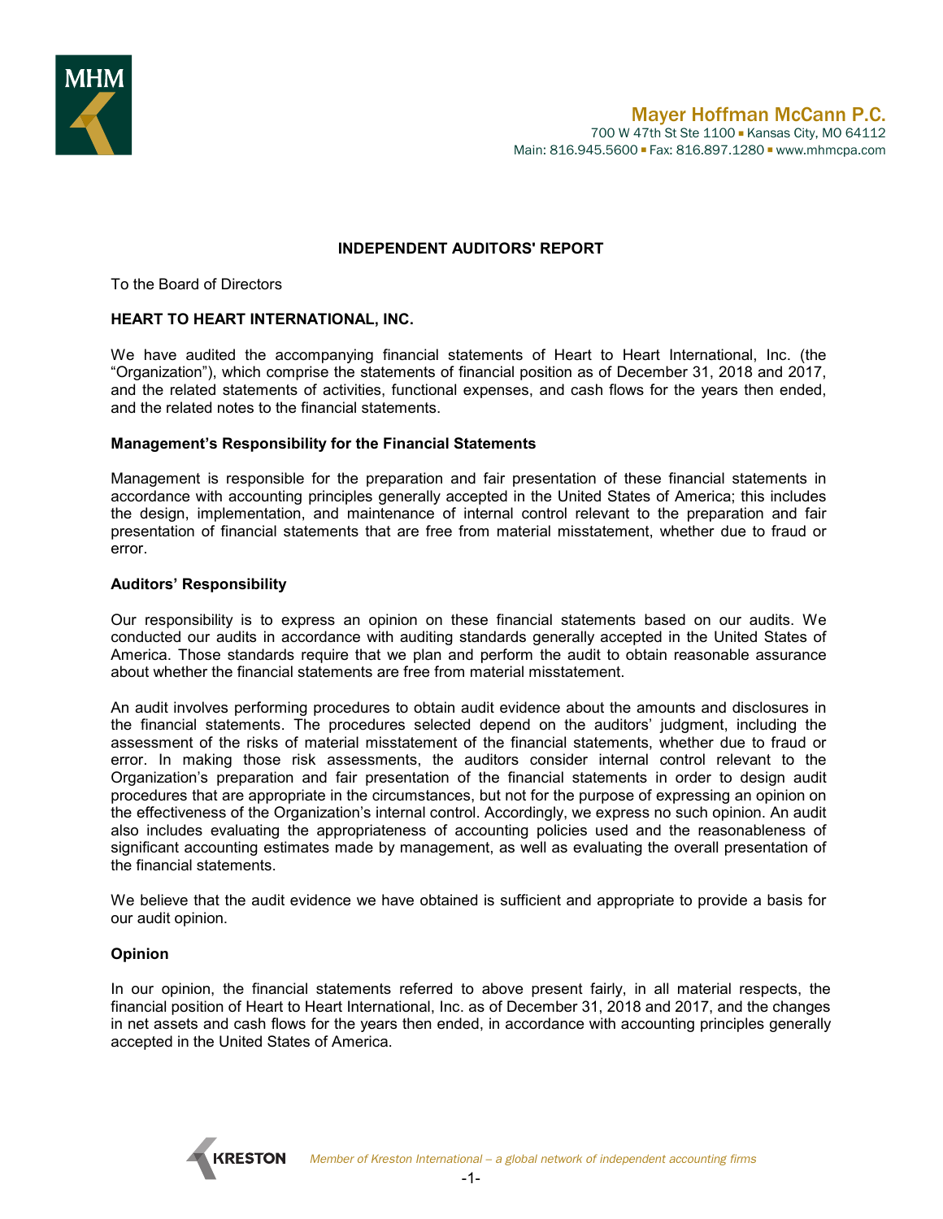Mayer Hoffman McCann P.C.
700 W 47th St Ste 1100 ▪ Kansas City, MO 64112
Main: 816.945.5600 ▪ Fax: 816.897.1280 ▪ www.mhmcpa.com

# INDEPENDENT AUDITORS' REPORT

To the Board of Directors

**HEART TO HEART INTERNATIONAL, INC.**

We have audited the accompanying financial statements of Heart to Heart International, Inc. (the "Organization"), which comprise the statements of financial position as of December 31, 2018 and 2017, and the related statements of activities, functional expenses, and cash flows for the years then ended, and the related notes to the financial statements.

### Management's Responsibility for the Financial Statements

Management is responsible for the preparation and fair presentation of these financial statements in accordance with accounting principles generally accepted in the United States of America; this includes the design, implementation, and maintenance of internal control relevant to the preparation and fair presentation of financial statements that are free from material misstatement, whether due to fraud or error.

### Auditors' Responsibility

Our responsibility is to express an opinion on these financial statements based on our audits. We conducted our audits in accordance with auditing standards generally accepted in the United States of America. Those standards require that we plan and perform the audit to obtain reasonable assurance about whether the financial statements are free from material misstatement.

An audit involves performing procedures to obtain audit evidence about the amounts and disclosures in the financial statements. The procedures selected depend on the auditors' judgment, including the assessment of the risks of material misstatement of the financial statements, whether due to fraud or error. In making those risk assessments, the auditors consider internal control relevant to the Organization's preparation and fair presentation of the financial statements in order to design audit procedures that are appropriate in the circumstances, but not for the purpose of expressing an opinion on the effectiveness of the Organization's internal control. Accordingly, we express no such opinion. An audit also includes evaluating the appropriateness of accounting policies used and the reasonableness of significant accounting estimates made by management, as well as evaluating the overall presentation of the financial statements.

We believe that the audit evidence we have obtained is sufficient and appropriate to provide a basis for our audit opinion.

### Opinion

In our opinion, the financial statements referred to above present fairly, in all material respects, the financial position of Heart to Heart International, Inc. as of December 31, 2018 and 2017, and the changes in net assets and cash flows for the years then ended, in accordance with accounting principles generally accepted in the United States of America.

*Member of Kreston International – a global network of independent accounting firms*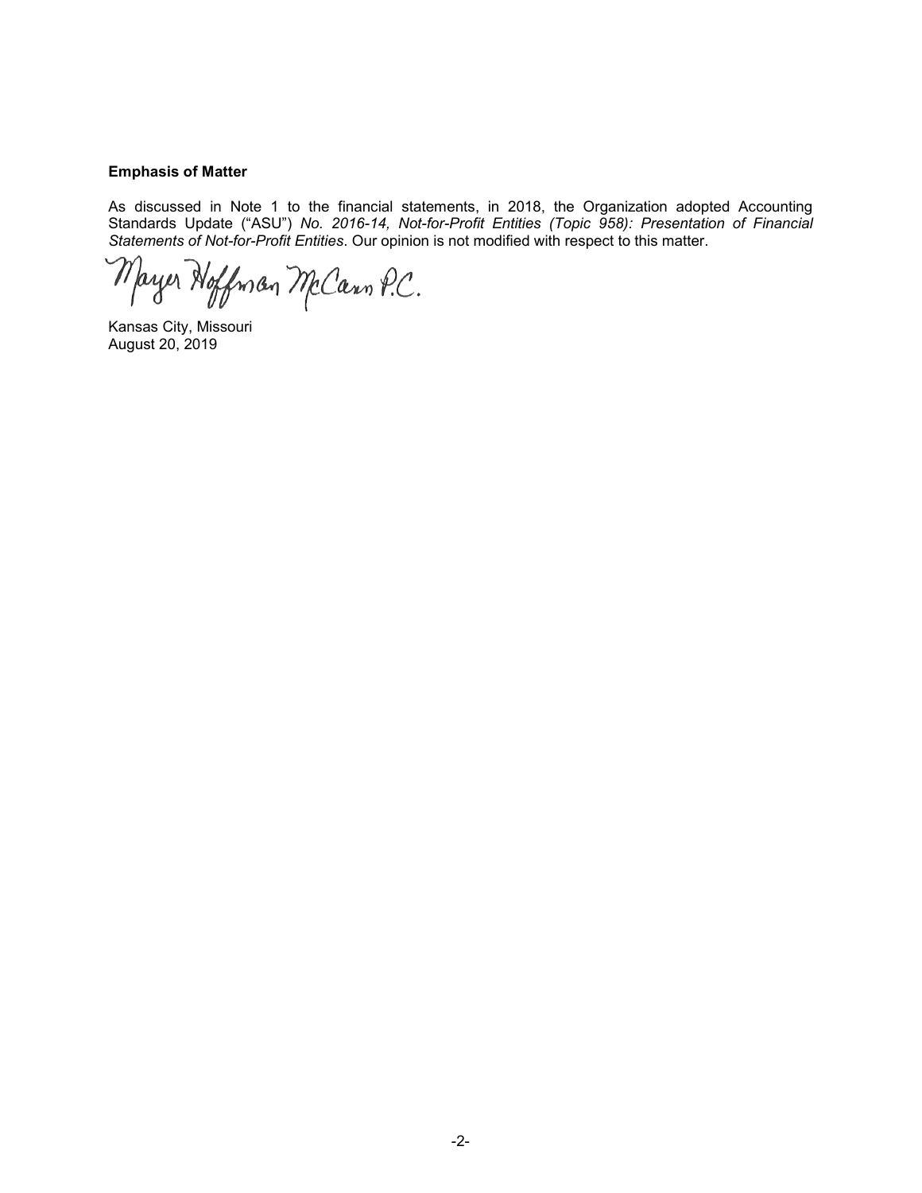**Emphasis of Matter**

As discussed in Note 1 to the financial statements, in 2018, the Organization adopted Accounting Standards Update ("ASU") *No. 2016-14, Not-for-Profit Entities (Topic 958): Presentation of Financial Statements of Not-for-Profit Entities*. Our opinion is not modified with respect to this matter.

Mayer Hoffman McCann P.C.

Kansas City, Missouri
August 20, 2019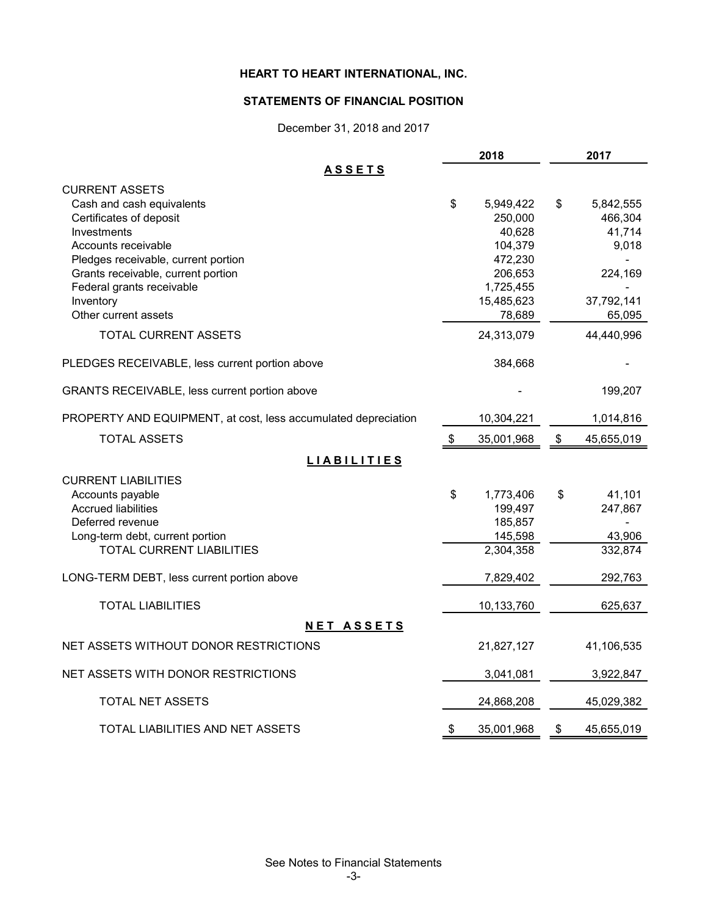# HEART TO HEART INTERNATIONAL, INC.

## STATEMENTS OF FINANCIAL POSITION

December 31, 2018 and 2017

| | 2018 | 2017 |
|---|---|---|
| **ASSETS** | | |
| CURRENT ASSETS | | |
| Cash and cash equivalents | $ 5,949,422 | $ 5,842,555 |
| Certificates of deposit | 250,000 | 466,304 |
| Investments | 40,628 | 41,714 |
| Accounts receivable | 104,379 | 9,018 |
| Pledges receivable, current portion | 472,230 | - |
| Grants receivable, current portion | 206,653 | 224,169 |
| Federal grants receivable | 1,725,455 | - |
| Inventory | 15,485,623 | 37,792,141 |
| Other current assets | 78,689 | 65,095 |
| TOTAL CURRENT ASSETS | 24,313,079 | 44,440,996 |
| PLEDGES RECEIVABLE, less current portion above | 384,668 | - |
| GRANTS RECEIVABLE, less current portion above | - | 199,207 |
| PROPERTY AND EQUIPMENT, at cost, less accumulated depreciation | 10,304,221 | 1,014,816 |
| TOTAL ASSETS | $ 35,001,968 | $ 45,655,019 |
| **LIABILITIES** | | |
| CURRENT LIABILITIES | | |
| Accounts payable | $ 1,773,406 | $ 41,101 |
| Accrued liabilities | 199,497 | 247,867 |
| Deferred revenue | 185,857 | - |
| Long-term debt, current portion | 145,598 | 43,906 |
| TOTAL CURRENT LIABILITIES | 2,304,358 | 332,874 |
| LONG-TERM DEBT, less current portion above | 7,829,402 | 292,763 |
| TOTAL LIABILITIES | 10,133,760 | 625,637 |
| **NET ASSETS** | | |
| NET ASSETS WITHOUT DONOR RESTRICTIONS | 21,827,127 | 41,106,535 |
| NET ASSETS WITH DONOR RESTRICTIONS | 3,041,081 | 3,922,847 |
| TOTAL NET ASSETS | 24,868,208 | 45,029,382 |
| TOTAL LIABILITIES AND NET ASSETS | $ 35,001,968 | $ 45,655,019 |

See Notes to Financial Statements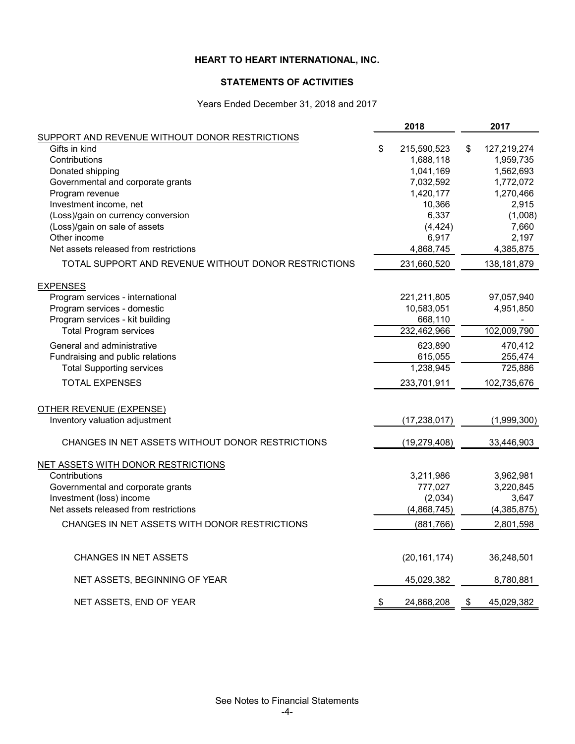# HEART TO HEART INTERNATIONAL, INC.

## STATEMENTS OF ACTIVITIES

Years Ended December 31, 2018 and 2017

| | 2018 | 2017 |
|---|---|---|
| SUPPORT AND REVENUE WITHOUT DONOR RESTRICTIONS | | |
| Gifts in kind | $ 215,590,523 | $ 127,219,274 |
| Contributions | 1,688,118 | 1,959,735 |
| Donated shipping | 1,041,169 | 1,562,693 |
| Governmental and corporate grants | 7,032,592 | 1,772,072 |
| Program revenue | 1,420,177 | 1,270,466 |
| Investment income, net | 10,366 | 2,915 |
| (Loss)/gain on currency conversion | 6,337 | (1,008) |
| (Loss)/gain on sale of assets | (4,424) | 7,660 |
| Other income | 6,917 | 2,197 |
| Net assets released from restrictions | 4,868,745 | 4,385,875 |
| TOTAL SUPPORT AND REVENUE WITHOUT DONOR RESTRICTIONS | 231,660,520 | 138,181,879 |
| EXPENSES | | |
| Program services - international | 221,211,805 | 97,057,940 |
| Program services - domestic | 10,583,051 | 4,951,850 |
| Program services - kit building | 668,110 | - |
| Total Program services | 232,462,966 | 102,009,790 |
| General and administrative | 623,890 | 470,412 |
| Fundraising and public relations | 615,055 | 255,474 |
| Total Supporting services | 1,238,945 | 725,886 |
| TOTAL EXPENSES | 233,701,911 | 102,735,676 |
| OTHER REVENUE (EXPENSE) | | |
| Inventory valuation adjustment | (17,238,017) | (1,999,300) |
| CHANGES IN NET ASSETS WITHOUT DONOR RESTRICTIONS | (19,279,408) | 33,446,903 |
| NET ASSETS WITH DONOR RESTRICTIONS | | |
| Contributions | 3,211,986 | 3,962,981 |
| Governmental and corporate grants | 777,027 | 3,220,845 |
| Investment (loss) income | (2,034) | 3,647 |
| Net assets released from restrictions | (4,868,745) | (4,385,875) |
| CHANGES IN NET ASSETS WITH DONOR RESTRICTIONS | (881,766) | 2,801,598 |
| CHANGES IN NET ASSETS | (20,161,174) | 36,248,501 |
| NET ASSETS, BEGINNING OF YEAR | 45,029,382 | 8,780,881 |
| NET ASSETS, END OF YEAR | $ 24,868,208 | $ 45,029,382 |

See Notes to Financial Statements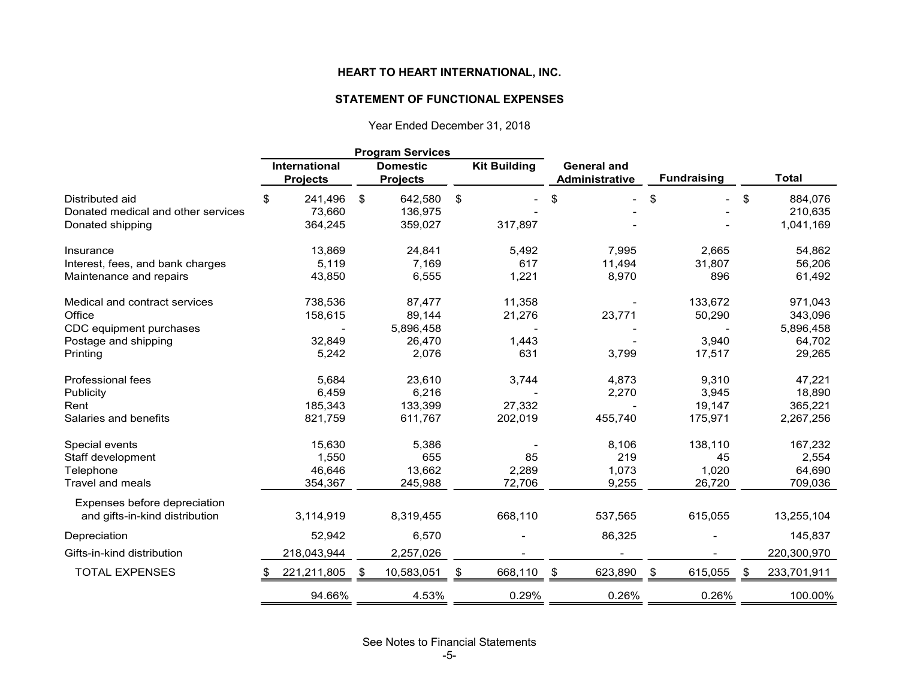**HEART TO HEART INTERNATIONAL, INC.**

**STATEMENT OF FUNCTIONAL EXPENSES**

Year Ended December 31, 2018

| | Program Services | | | | | |
|---|---|---|---|---|---|---|
| | International Projects | Domestic Projects | Kit Building | General and Administrative | Fundraising | Total |
| Distributed aid | $ 241,496 | $ 642,580 | $ - | $ - | $ - | $ 884,076 |
| Donated medical and other services | 73,660 | 136,975 | - | - | - | 210,635 |
| Donated shipping | 364,245 | 359,027 | 317,897 | - | - | 1,041,169 |
| Insurance | 13,869 | 24,841 | 5,492 | 7,995 | 2,665 | 54,862 |
| Interest, fees, and bank charges | 5,119 | 7,169 | 617 | 11,494 | 31,807 | 56,206 |
| Maintenance and repairs | 43,850 | 6,555 | 1,221 | 8,970 | 896 | 61,492 |
| Medical and contract services | 738,536 | 87,477 | 11,358 | - | 133,672 | 971,043 |
| Office | 158,615 | 89,144 | 21,276 | 23,771 | 50,290 | 343,096 |
| CDC equipment purchases | - | 5,896,458 | - | - | - | 5,896,458 |
| Postage and shipping | 32,849 | 26,470 | 1,443 | - | 3,940 | 64,702 |
| Printing | 5,242 | 2,076 | 631 | 3,799 | 17,517 | 29,265 |
| Professional fees | 5,684 | 23,610 | 3,744 | 4,873 | 9,310 | 47,221 |
| Publicity | 6,459 | 6,216 | - | 2,270 | 3,945 | 18,890 |
| Rent | 185,343 | 133,399 | 27,332 | - | 19,147 | 365,221 |
| Salaries and benefits | 821,759 | 611,767 | 202,019 | 455,740 | 175,971 | 2,267,256 |
| Special events | 15,630 | 5,386 | - | 8,106 | 138,110 | 167,232 |
| Staff development | 1,550 | 655 | 85 | 219 | 45 | 2,554 |
| Telephone | 46,646 | 13,662 | 2,289 | 1,073 | 1,020 | 64,690 |
| Travel and meals | 354,367 | 245,988 | 72,706 | 9,255 | 26,720 | 709,036 |
| Expenses before depreciation and gifts-in-kind distribution | 3,114,919 | 8,319,455 | 668,110 | 537,565 | 615,055 | 13,255,104 |
| Depreciation | 52,942 | 6,570 | - | 86,325 | - | 145,837 |
| Gifts-in-kind distribution | 218,043,944 | 2,257,026 | - | - | - | 220,300,970 |
| TOTAL EXPENSES | $ 221,211,805 | $ 10,583,051 | $ 668,110 | $ 623,890 | $ 615,055 | $ 233,701,911 |
| | 94.66% | 4.53% | 0.29% | 0.26% | 0.26% | 100.00% |

See Notes to Financial Statements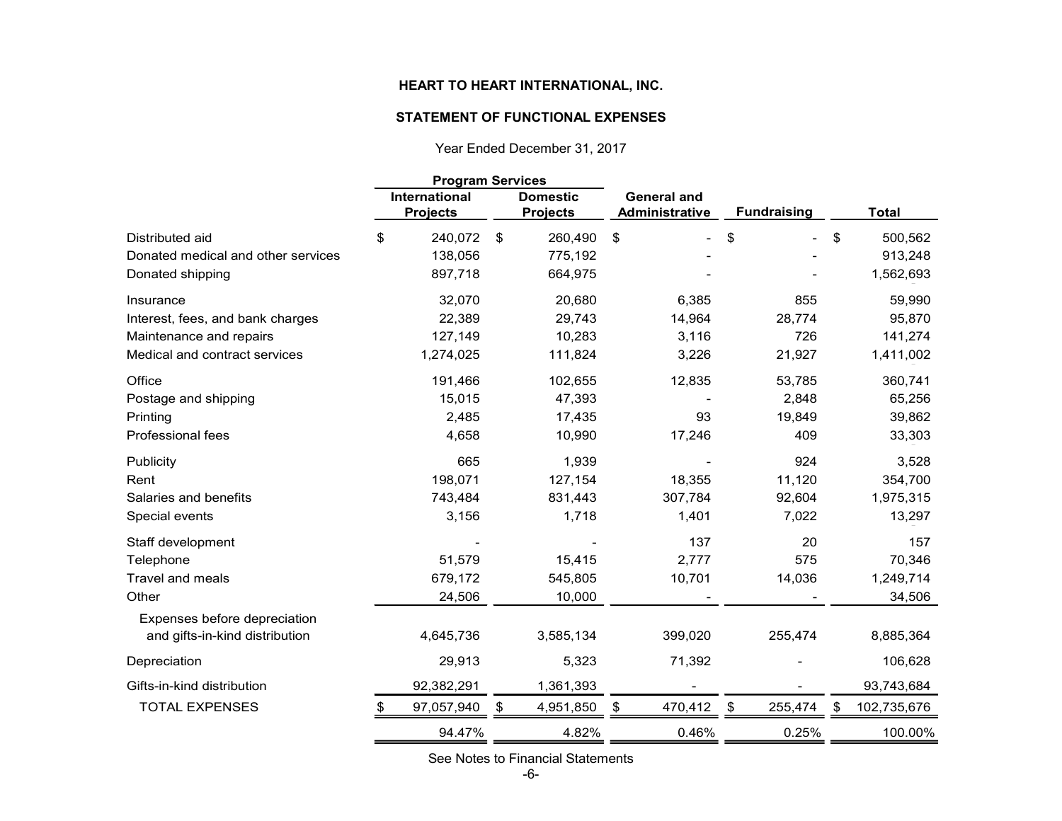# HEART TO HEART INTERNATIONAL, INC.

## STATEMENT OF FUNCTIONAL EXPENSES

Year Ended December 31, 2017

| | Program Services | | | | |
|---|---|---|---|---|---|
| | International Projects | Domestic Projects | General and Administrative | Fundraising | Total |
| Distributed aid | $ 240,072 | $ 260,490 | $ - | $ - | $ 500,562 |
| Donated medical and other services | 138,056 | 775,192 | - | - | 913,248 |
| Donated shipping | 897,718 | 664,975 | - | - | 1,562,693 |
| Insurance | 32,070 | 20,680 | 6,385 | 855 | 59,990 |
| Interest, fees, and bank charges | 22,389 | 29,743 | 14,964 | 28,774 | 95,870 |
| Maintenance and repairs | 127,149 | 10,283 | 3,116 | 726 | 141,274 |
| Medical and contract services | 1,274,025 | 111,824 | 3,226 | 21,927 | 1,411,002 |
| Office | 191,466 | 102,655 | 12,835 | 53,785 | 360,741 |
| Postage and shipping | 15,015 | 47,393 | - | 2,848 | 65,256 |
| Printing | 2,485 | 17,435 | 93 | 19,849 | 39,862 |
| Professional fees | 4,658 | 10,990 | 17,246 | 409 | 33,303 |
| Publicity | 665 | 1,939 | - | 924 | 3,528 |
| Rent | 198,071 | 127,154 | 18,355 | 11,120 | 354,700 |
| Salaries and benefits | 743,484 | 831,443 | 307,784 | 92,604 | 1,975,315 |
| Special events | 3,156 | 1,718 | 1,401 | 7,022 | 13,297 |
| Staff development | - | - | 137 | 20 | 157 |
| Telephone | 51,579 | 15,415 | 2,777 | 575 | 70,346 |
| Travel and meals | 679,172 | 545,805 | 10,701 | 14,036 | 1,249,714 |
| Other | 24,506 | 10,000 | - | - | 34,506 |
| Expenses before depreciation and gifts-in-kind distribution | 4,645,736 | 3,585,134 | 399,020 | 255,474 | 8,885,364 |
| Depreciation | 29,913 | 5,323 | 71,392 | - | 106,628 |
| Gifts-in-kind distribution | 92,382,291 | 1,361,393 | - | - | 93,743,684 |
| TOTAL EXPENSES | $ 97,057,940 | $ 4,951,850 | $ 470,412 | $ 255,474 | $ 102,735,676 |
| | 94.47% | 4.82% | 0.46% | 0.25% | 100.00% |

See Notes to Financial Statements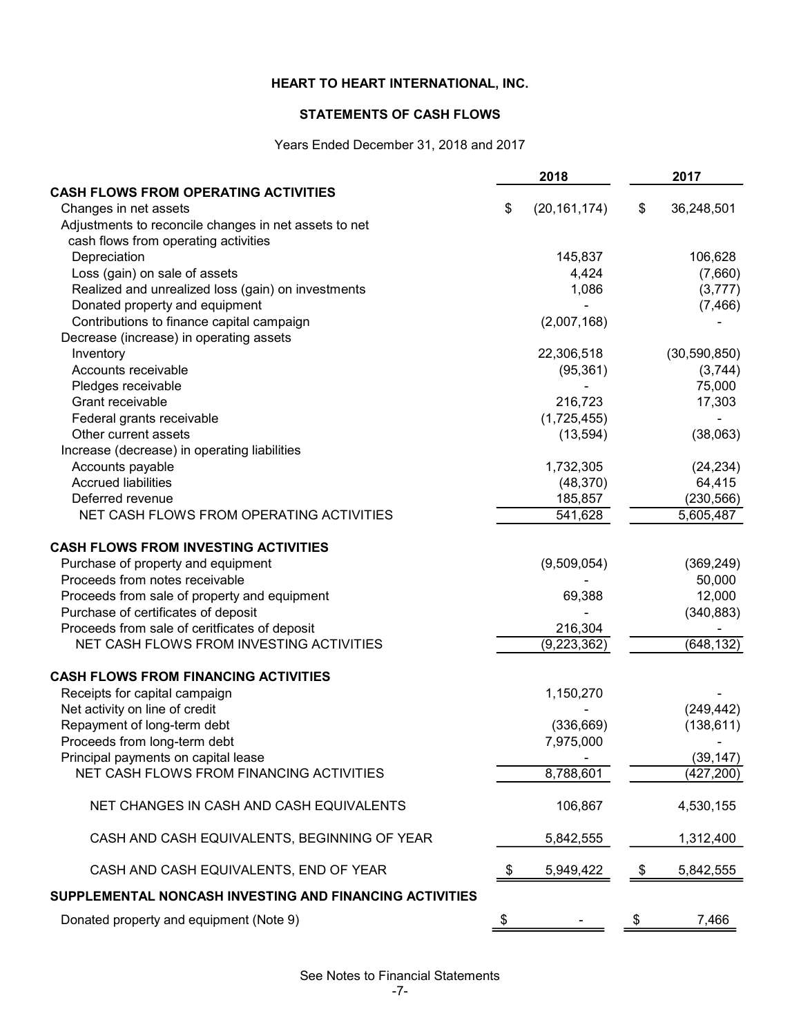**HEART TO HEART INTERNATIONAL, INC.**

**STATEMENTS OF CASH FLOWS**

Years Ended December 31, 2018 and 2017

| | 2018 | 2017 |
|---|---|---|
| **CASH FLOWS FROM OPERATING ACTIVITIES** | | |
| Changes in net assets | $ (20,161,174) | $ 36,248,501 |
| Adjustments to reconcile changes in net assets to net cash flows from operating activities | | |
| Depreciation | 145,837 | 106,628 |
| Loss (gain) on sale of assets | 4,424 | (7,660) |
| Realized and unrealized loss (gain) on investments | 1,086 | (3,777) |
| Donated property and equipment | - | (7,466) |
| Contributions to finance capital campaign | (2,007,168) | - |
| Decrease (increase) in operating assets | | |
| Inventory | 22,306,518 | (30,590,850) |
| Accounts receivable | (95,361) | (3,744) |
| Pledges receivable | - | 75,000 |
| Grant receivable | 216,723 | 17,303 |
| Federal grants receivable | (1,725,455) | - |
| Other current assets | (13,594) | (38,063) |
| Increase (decrease) in operating liabilities | | |
| Accounts payable | 1,732,305 | (24,234) |
| Accrued liabilities | (48,370) | 64,415 |
| Deferred revenue | 185,857 | (230,566) |
| NET CASH FLOWS FROM OPERATING ACTIVITIES | 541,628 | 5,605,487 |
| **CASH FLOWS FROM INVESTING ACTIVITIES** | | |
| Purchase of property and equipment | (9,509,054) | (369,249) |
| Proceeds from notes receivable | - | 50,000 |
| Proceeds from sale of property and equipment | 69,388 | 12,000 |
| Purchase of certificates of deposit | - | (340,883) |
| Proceeds from sale of ceritficates of deposit | 216,304 | - |
| NET CASH FLOWS FROM INVESTING ACTIVITIES | (9,223,362) | (648,132) |
| **CASH FLOWS FROM FINANCING ACTIVITIES** | | |
| Receipts for capital campaign | 1,150,270 | - |
| Net activity on line of credit | - | (249,442) |
| Repayment of long-term debt | (336,669) | (138,611) |
| Proceeds from long-term debt | 7,975,000 | - |
| Principal payments on capital lease | - | (39,147) |
| NET CASH FLOWS FROM FINANCING ACTIVITIES | 8,788,601 | (427,200) |
| NET CHANGES IN CASH AND CASH EQUIVALENTS | 106,867 | 4,530,155 |
| CASH AND CASH EQUIVALENTS, BEGINNING OF YEAR | 5,842,555 | 1,312,400 |
| CASH AND CASH EQUIVALENTS, END OF YEAR | $ 5,949,422 | $ 5,842,555 |
| **SUPPLEMENTAL NONCASH INVESTING AND FINANCING ACTIVITIES** | | |
| Donated property and equipment (Note 9) | $ - | $ 7,466 |

See Notes to Financial Statements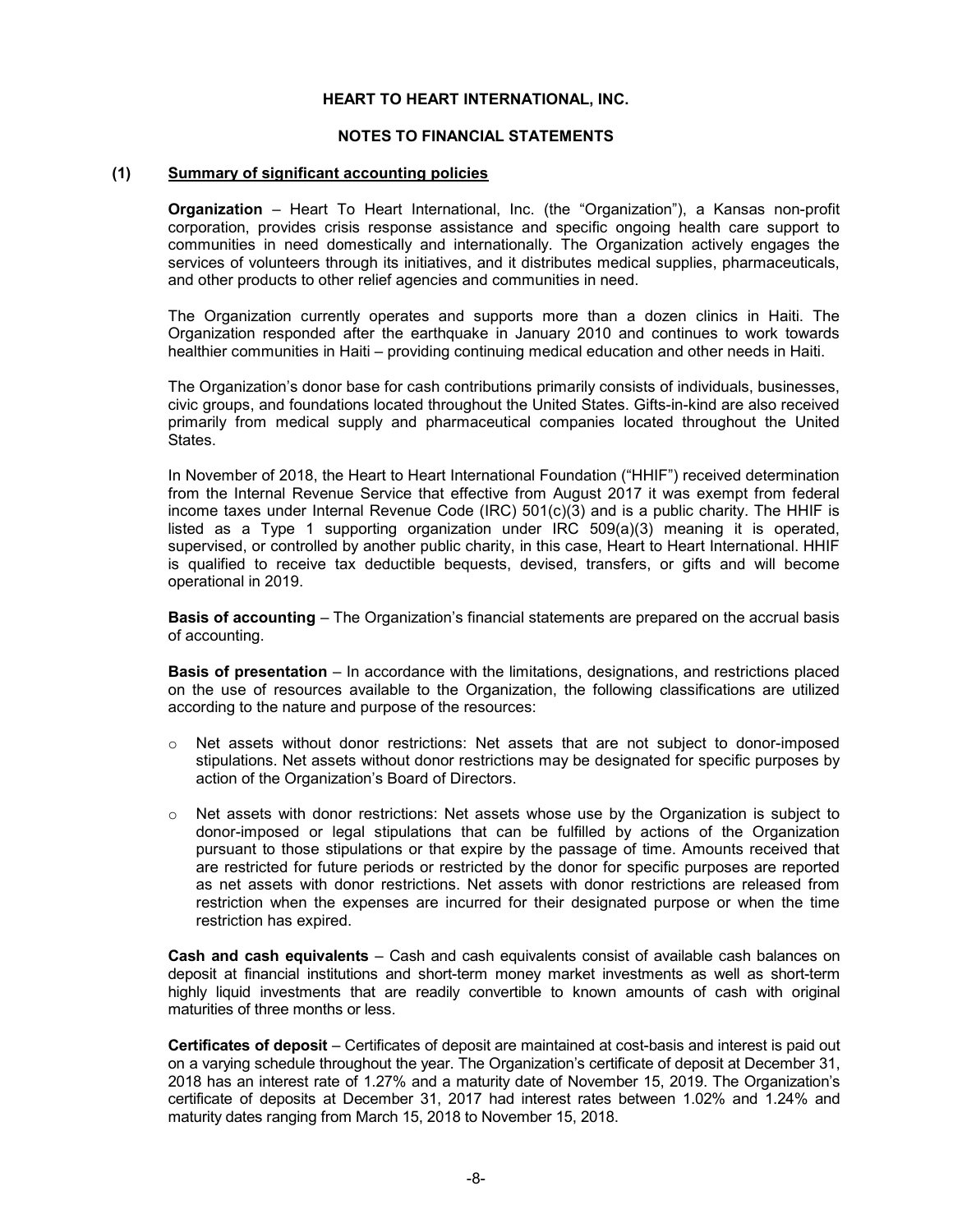# HEART TO HEART INTERNATIONAL, INC.

## NOTES TO FINANCIAL STATEMENTS

### (1) Summary of significant accounting policies

**Organization** – Heart To Heart International, Inc. (the "Organization"), a Kansas non-profit corporation, provides crisis response assistance and specific ongoing health care support to communities in need domestically and internationally. The Organization actively engages the services of volunteers through its initiatives, and it distributes medical supplies, pharmaceuticals, and other products to other relief agencies and communities in need.

The Organization currently operates and supports more than a dozen clinics in Haiti. The Organization responded after the earthquake in January 2010 and continues to work towards healthier communities in Haiti – providing continuing medical education and other needs in Haiti.

The Organization's donor base for cash contributions primarily consists of individuals, businesses, civic groups, and foundations located throughout the United States. Gifts-in-kind are also received primarily from medical supply and pharmaceutical companies located throughout the United States.

In November of 2018, the Heart to Heart International Foundation ("HHIF") received determination from the Internal Revenue Service that effective from August 2017 it was exempt from federal income taxes under Internal Revenue Code (IRC) 501(c)(3) and is a public charity. The HHIF is listed as a Type 1 supporting organization under IRC 509(a)(3) meaning it is operated, supervised, or controlled by another public charity, in this case, Heart to Heart International. HHIF is qualified to receive tax deductible bequests, devised, transfers, or gifts and will become operational in 2019.

**Basis of accounting** – The Organization's financial statements are prepared on the accrual basis of accounting.

**Basis of presentation** – In accordance with the limitations, designations, and restrictions placed on the use of resources available to the Organization, the following classifications are utilized according to the nature and purpose of the resources:

- Net assets without donor restrictions: Net assets that are not subject to donor-imposed stipulations. Net assets without donor restrictions may be designated for specific purposes by action of the Organization's Board of Directors.
- Net assets with donor restrictions: Net assets whose use by the Organization is subject to donor-imposed or legal stipulations that can be fulfilled by actions of the Organization pursuant to those stipulations or that expire by the passage of time. Amounts received that are restricted for future periods or restricted by the donor for specific purposes are reported as net assets with donor restrictions. Net assets with donor restrictions are released from restriction when the expenses are incurred for their designated purpose or when the time restriction has expired.

**Cash and cash equivalents** – Cash and cash equivalents consist of available cash balances on deposit at financial institutions and short-term money market investments as well as short-term highly liquid investments that are readily convertible to known amounts of cash with original maturities of three months or less.

**Certificates of deposit** – Certificates of deposit are maintained at cost-basis and interest is paid out on a varying schedule throughout the year. The Organization's certificate of deposit at December 31, 2018 has an interest rate of 1.27% and a maturity date of November 15, 2019. The Organization's certificate of deposits at December 31, 2017 had interest rates between 1.02% and 1.24% and maturity dates ranging from March 15, 2018 to November 15, 2018.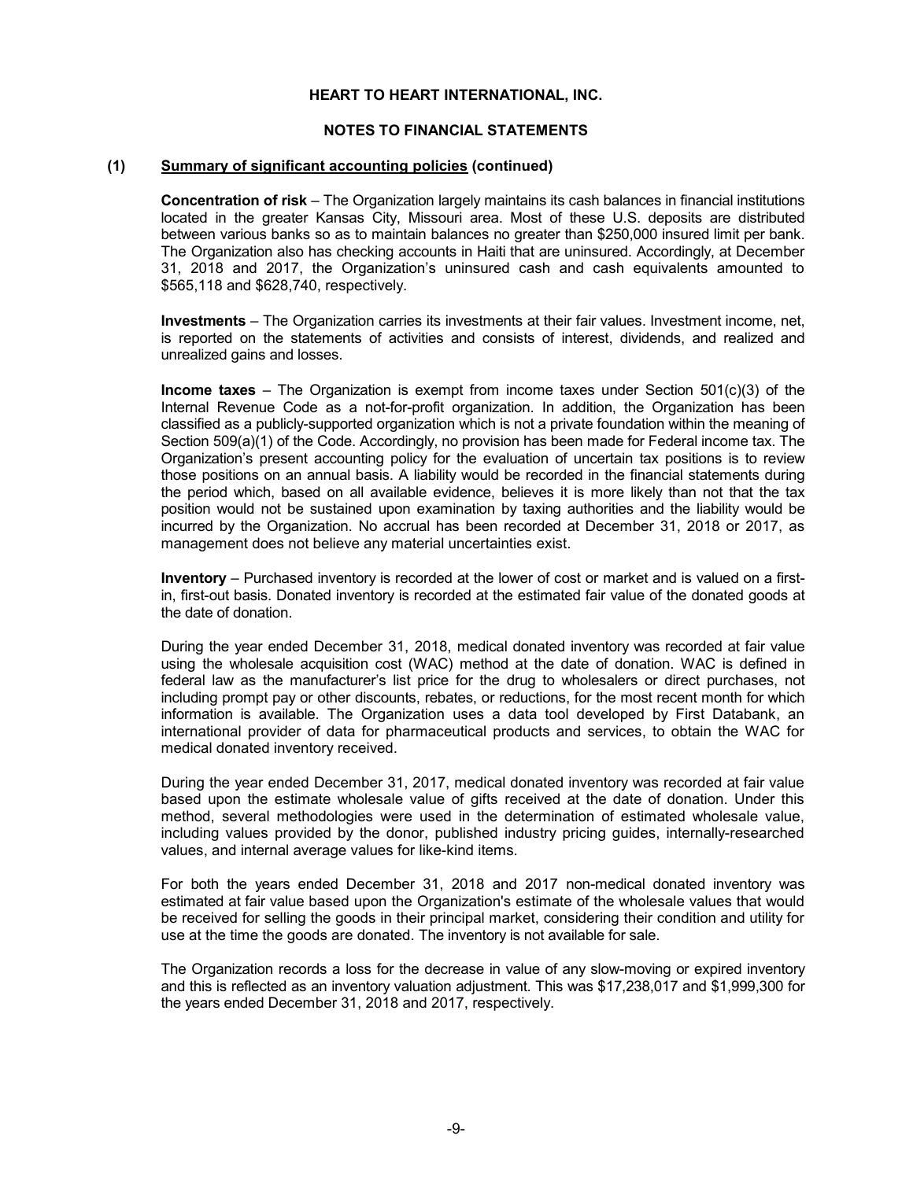# HEART TO HEART INTERNATIONAL, INC.

## NOTES TO FINANCIAL STATEMENTS

### (1) Summary of significant accounting policies (continued)

**Concentration of risk** – The Organization largely maintains its cash balances in financial institutions located in the greater Kansas City, Missouri area. Most of these U.S. deposits are distributed between various banks so as to maintain balances no greater than $250,000 insured limit per bank. The Organization also has checking accounts in Haiti that are uninsured. Accordingly, at December 31, 2018 and 2017, the Organization's uninsured cash and cash equivalents amounted to $565,118 and $628,740, respectively.

**Investments** – The Organization carries its investments at their fair values. Investment income, net, is reported on the statements of activities and consists of interest, dividends, and realized and unrealized gains and losses.

**Income taxes** – The Organization is exempt from income taxes under Section 501(c)(3) of the Internal Revenue Code as a not-for-profit organization. In addition, the Organization has been classified as a publicly-supported organization which is not a private foundation within the meaning of Section 509(a)(1) of the Code. Accordingly, no provision has been made for Federal income tax. The Organization's present accounting policy for the evaluation of uncertain tax positions is to review those positions on an annual basis. A liability would be recorded in the financial statements during the period which, based on all available evidence, believes it is more likely than not that the tax position would not be sustained upon examination by taxing authorities and the liability would be incurred by the Organization. No accrual has been recorded at December 31, 2018 or 2017, as management does not believe any material uncertainties exist.

**Inventory** – Purchased inventory is recorded at the lower of cost or market and is valued on a first-in, first-out basis. Donated inventory is recorded at the estimated fair value of the donated goods at the date of donation.

During the year ended December 31, 2018, medical donated inventory was recorded at fair value using the wholesale acquisition cost (WAC) method at the date of donation. WAC is defined in federal law as the manufacturer's list price for the drug to wholesalers or direct purchases, not including prompt pay or other discounts, rebates, or reductions, for the most recent month for which information is available. The Organization uses a data tool developed by First Databank, an international provider of data for pharmaceutical products and services, to obtain the WAC for medical donated inventory received.

During the year ended December 31, 2017, medical donated inventory was recorded at fair value based upon the estimate wholesale value of gifts received at the date of donation. Under this method, several methodologies were used in the determination of estimated wholesale value, including values provided by the donor, published industry pricing guides, internally-researched values, and internal average values for like-kind items.

For both the years ended December 31, 2018 and 2017 non-medical donated inventory was estimated at fair value based upon the Organization's estimate of the wholesale values that would be received for selling the goods in their principal market, considering their condition and utility for use at the time the goods are donated. The inventory is not available for sale.

The Organization records a loss for the decrease in value of any slow-moving or expired inventory and this is reflected as an inventory valuation adjustment. This was $17,238,017 and $1,999,300 for the years ended December 31, 2018 and 2017, respectively.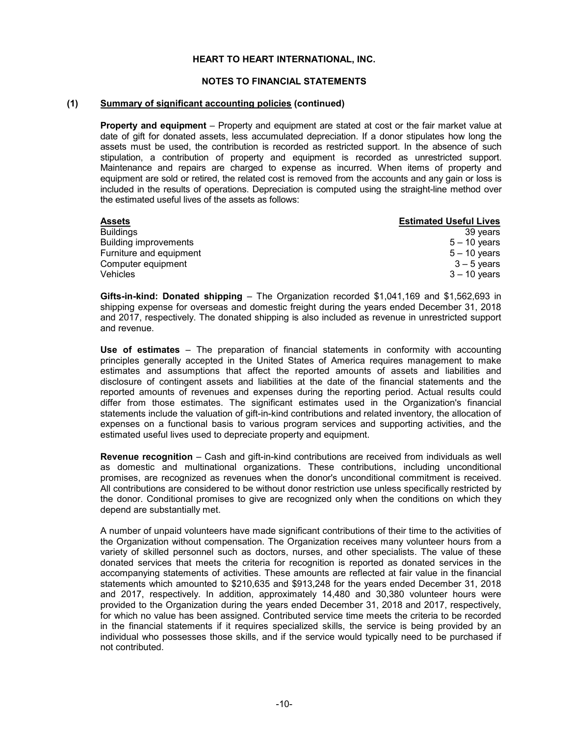**HEART TO HEART INTERNATIONAL, INC.**

**NOTES TO FINANCIAL STATEMENTS**

**(1) Summary of significant accounting policies (continued)**

**Property and equipment** – Property and equipment are stated at cost or the fair market value at date of gift for donated assets, less accumulated depreciation. If a donor stipulates how long the assets must be used, the contribution is recorded as restricted support. In the absence of such stipulation, a contribution of property and equipment is recorded as unrestricted support. Maintenance and repairs are charged to expense as incurred. When items of property and equipment are sold or retired, the related cost is removed from the accounts and any gain or loss is included in the results of operations. Depreciation is computed using the straight-line method over the estimated useful lives of the assets as follows:

| Assets | Estimated Useful Lives |
|---|---|
| Buildings | 39 years |
| Building improvements | 5 – 10 years |
| Furniture and equipment | 5 – 10 years |
| Computer equipment | 3 – 5 years |
| Vehicles | 3 – 10 years |

**Gifts-in-kind: Donated shipping** – The Organization recorded $1,041,169 and $1,562,693 in shipping expense for overseas and domestic freight during the years ended December 31, 2018 and 2017, respectively. The donated shipping is also included as revenue in unrestricted support and revenue.

**Use of estimates** – The preparation of financial statements in conformity with accounting principles generally accepted in the United States of America requires management to make estimates and assumptions that affect the reported amounts of assets and liabilities and disclosure of contingent assets and liabilities at the date of the financial statements and the reported amounts of revenues and expenses during the reporting period. Actual results could differ from those estimates. The significant estimates used in the Organization's financial statements include the valuation of gift-in-kind contributions and related inventory, the allocation of expenses on a functional basis to various program services and supporting activities, and the estimated useful lives used to depreciate property and equipment.

**Revenue recognition** – Cash and gift-in-kind contributions are received from individuals as well as domestic and multinational organizations. These contributions, including unconditional promises, are recognized as revenues when the donor's unconditional commitment is received. All contributions are considered to be without donor restriction use unless specifically restricted by the donor. Conditional promises to give are recognized only when the conditions on which they depend are substantially met.

A number of unpaid volunteers have made significant contributions of their time to the activities of the Organization without compensation. The Organization receives many volunteer hours from a variety of skilled personnel such as doctors, nurses, and other specialists. The value of these donated services that meets the criteria for recognition is reported as donated services in the accompanying statements of activities. These amounts are reflected at fair value in the financial statements which amounted to $210,635 and $913,248 for the years ended December 31, 2018 and 2017, respectively. In addition, approximately 14,480 and 30,380 volunteer hours were provided to the Organization during the years ended December 31, 2018 and 2017, respectively, for which no value has been assigned. Contributed service time meets the criteria to be recorded in the financial statements if it requires specialized skills, the service is being provided by an individual who possesses those skills, and if the service would typically need to be purchased if not contributed.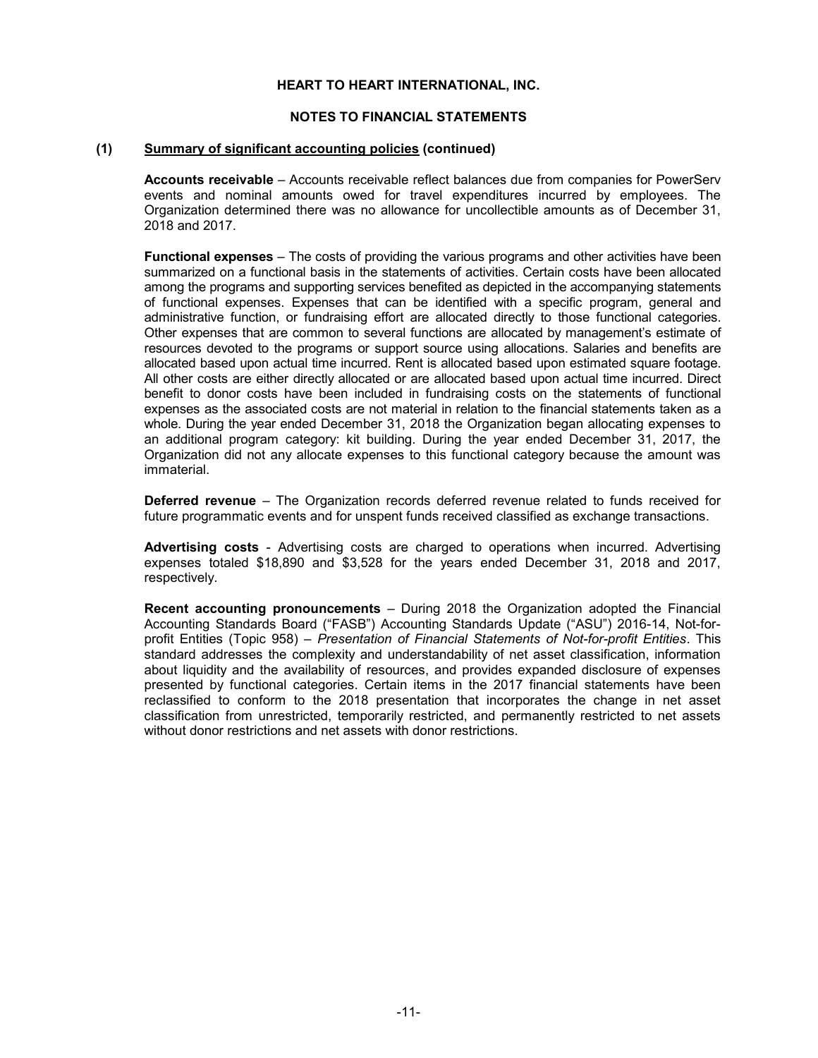**HEART TO HEART INTERNATIONAL, INC.**

**NOTES TO FINANCIAL STATEMENTS**

**(1) Summary of significant accounting policies (continued)**

**Accounts receivable** – Accounts receivable reflect balances due from companies for PowerServ events and nominal amounts owed for travel expenditures incurred by employees. The Organization determined there was no allowance for uncollectible amounts as of December 31, 2018 and 2017.

**Functional expenses** – The costs of providing the various programs and other activities have been summarized on a functional basis in the statements of activities. Certain costs have been allocated among the programs and supporting services benefited as depicted in the accompanying statements of functional expenses. Expenses that can be identified with a specific program, general and administrative function, or fundraising effort are allocated directly to those functional categories. Other expenses that are common to several functions are allocated by management's estimate of resources devoted to the programs or support source using allocations. Salaries and benefits are allocated based upon actual time incurred. Rent is allocated based upon estimated square footage. All other costs are either directly allocated or are allocated based upon actual time incurred. Direct benefit to donor costs have been included in fundraising costs on the statements of functional expenses as the associated costs are not material in relation to the financial statements taken as a whole. During the year ended December 31, 2018 the Organization began allocating expenses to an additional program category: kit building. During the year ended December 31, 2017, the Organization did not any allocate expenses to this functional category because the amount was immaterial.

**Deferred revenue** – The Organization records deferred revenue related to funds received for future programmatic events and for unspent funds received classified as exchange transactions.

**Advertising costs** - Advertising costs are charged to operations when incurred. Advertising expenses totaled $18,890 and $3,528 for the years ended December 31, 2018 and 2017, respectively.

**Recent accounting pronouncements** – During 2018 the Organization adopted the Financial Accounting Standards Board ("FASB") Accounting Standards Update ("ASU") 2016-14, Not-for-profit Entities (Topic 958) – *Presentation of Financial Statements of Not-for-profit Entities*. This standard addresses the complexity and understandability of net asset classification, information about liquidity and the availability of resources, and provides expanded disclosure of expenses presented by functional categories. Certain items in the 2017 financial statements have been reclassified to conform to the 2018 presentation that incorporates the change in net asset classification from unrestricted, temporarily restricted, and permanently restricted to net assets without donor restrictions and net assets with donor restrictions.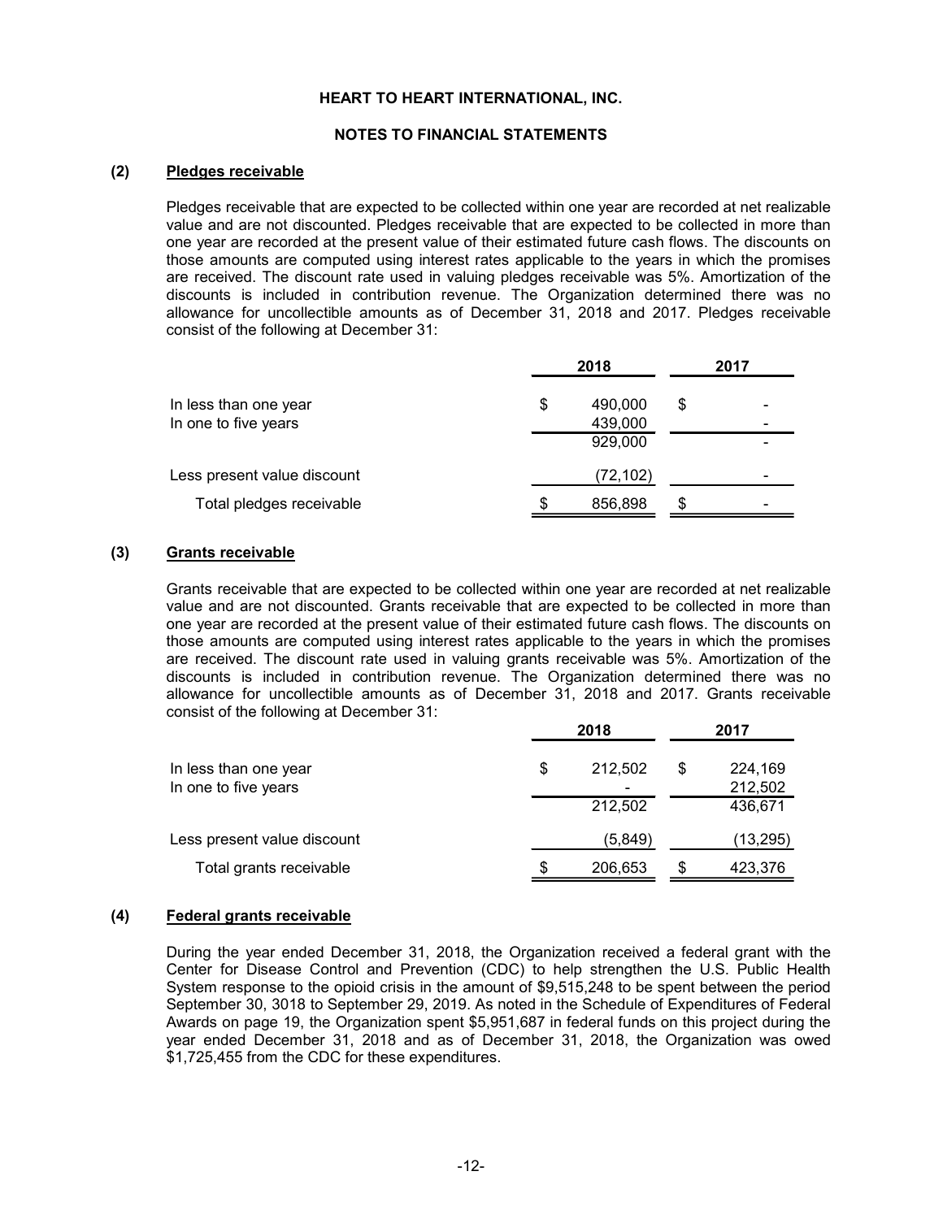HEART TO HEART INTERNATIONAL, INC.

NOTES TO FINANCIAL STATEMENTS

## (2) Pledges receivable

Pledges receivable that are expected to be collected within one year are recorded at net realizable value and are not discounted. Pledges receivable that are expected to be collected in more than one year are recorded at the present value of their estimated future cash flows. The discounts on those amounts are computed using interest rates applicable to the years in which the promises are received. The discount rate used in valuing pledges receivable was 5%. Amortization of the discounts is included in contribution revenue. The Organization determined there was no allowance for uncollectible amounts as of December 31, 2018 and 2017. Pledges receivable consist of the following at December 31:

| | 2018 | 2017 |
|---|---|---|
| In less than one year | $ 490,000 | $ - |
| In one to five years | 439,000 | - |
| | 929,000 | - |
| Less present value discount | (72,102) | - |
| Total pledges receivable | $ 856,898 | $ - |

## (3) Grants receivable

Grants receivable that are expected to be collected within one year are recorded at net realizable value and are not discounted. Grants receivable that are expected to be collected in more than one year are recorded at the present value of their estimated future cash flows. The discounts on those amounts are computed using interest rates applicable to the years in which the promises are received. The discount rate used in valuing grants receivable was 5%. Amortization of the discounts is included in contribution revenue. The Organization determined there was no allowance for uncollectible amounts as of December 31, 2018 and 2017. Grants receivable consist of the following at December 31:

| | 2018 | 2017 |
|---|---|---|
| In less than one year | $ 212,502 | $ 224,169 |
| In one to five years | - | 212,502 |
| | 212,502 | 436,671 |
| Less present value discount | (5,849) | (13,295) |
| Total grants receivable | $ 206,653 | $ 423,376 |

## (4) Federal grants receivable

During the year ended December 31, 2018, the Organization received a federal grant with the Center for Disease Control and Prevention (CDC) to help strengthen the U.S. Public Health System response to the opioid crisis in the amount of $9,515,248 to be spent between the period September 30, 3018 to September 29, 2019. As noted in the Schedule of Expenditures of Federal Awards on page 19, the Organization spent $5,951,687 in federal funds on this project during the year ended December 31, 2018 and as of December 31, 2018, the Organization was owed $1,725,455 from the CDC for these expenditures.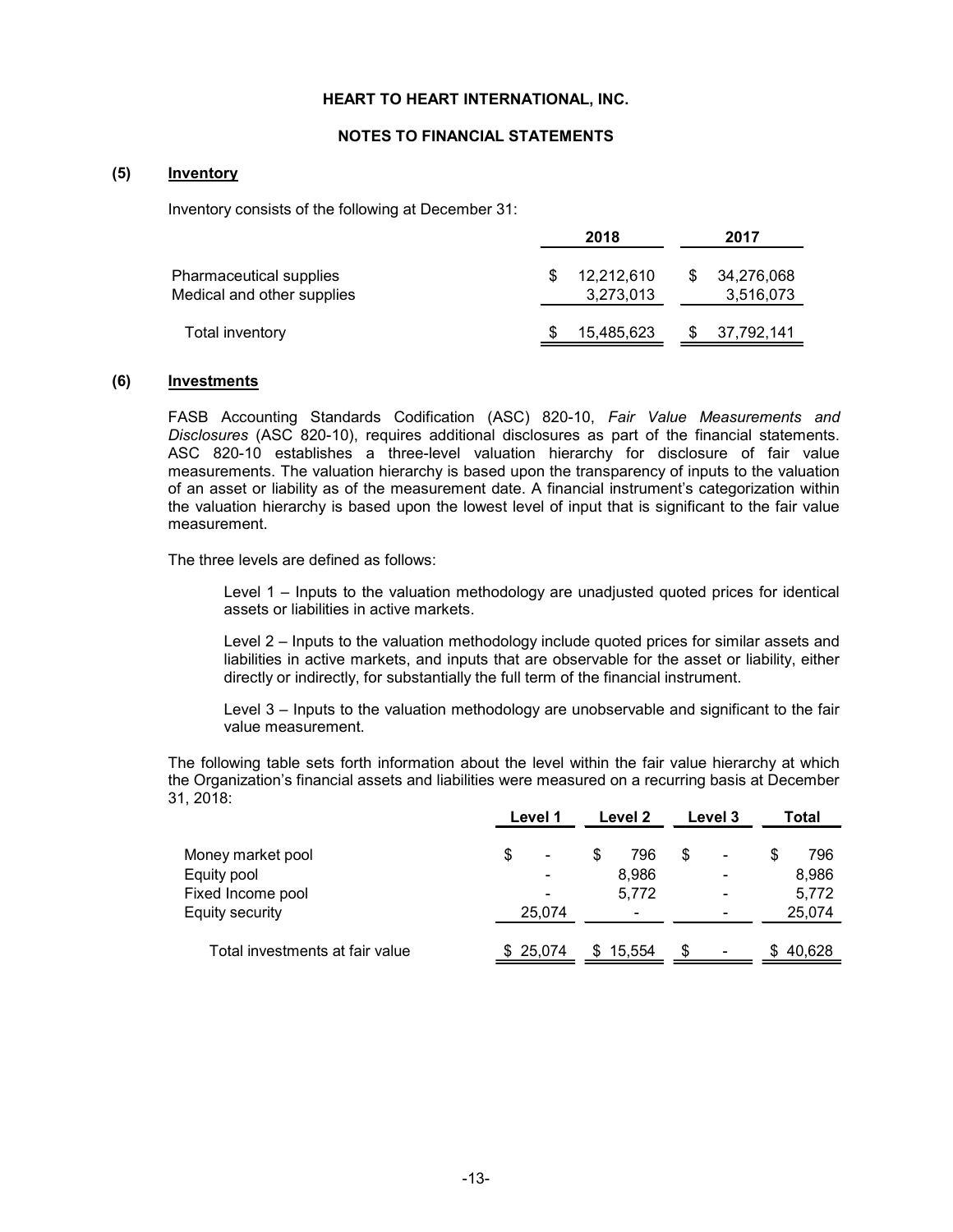# HEART TO HEART INTERNATIONAL, INC.

## NOTES TO FINANCIAL STATEMENTS

### (5) Inventory

Inventory consists of the following at December 31:

| | 2018 | 2017 |
|---|---|---|
| Pharmaceutical supplies | $ 12,212,610 | $ 34,276,068 |
| Medical and other supplies | 3,273,013 | 3,516,073 |
| Total inventory | $ 15,485,623 | $ 37,792,141 |

### (6) Investments

FASB Accounting Standards Codification (ASC) 820-10, *Fair Value Measurements and Disclosures* (ASC 820-10), requires additional disclosures as part of the financial statements. ASC 820-10 establishes a three-level valuation hierarchy for disclosure of fair value measurements. The valuation hierarchy is based upon the transparency of inputs to the valuation of an asset or liability as of the measurement date. A financial instrument's categorization within the valuation hierarchy is based upon the lowest level of input that is significant to the fair value measurement.

The three levels are defined as follows:

> Level 1 – Inputs to the valuation methodology are unadjusted quoted prices for identical assets or liabilities in active markets.
>
> Level 2 – Inputs to the valuation methodology include quoted prices for similar assets and liabilities in active markets, and inputs that are observable for the asset or liability, either directly or indirectly, for substantially the full term of the financial instrument.
>
> Level 3 – Inputs to the valuation methodology are unobservable and significant to the fair value measurement.

The following table sets forth information about the level within the fair value hierarchy at which the Organization's financial assets and liabilities were measured on a recurring basis at December 31, 2018:

| | Level 1 | Level 2 | Level 3 | Total |
|---|---|---|---|---|
| Money market pool | $ - | $ 796 | $ - | $ 796 |
| Equity pool | - | 8,986 | - | 8,986 |
| Fixed Income pool | - | 5,772 | - | 5,772 |
| Equity security | 25,074 | - | - | 25,074 |
| Total investments at fair value | $ 25,074 | $ 15,554 | $ - | $ 40,628 |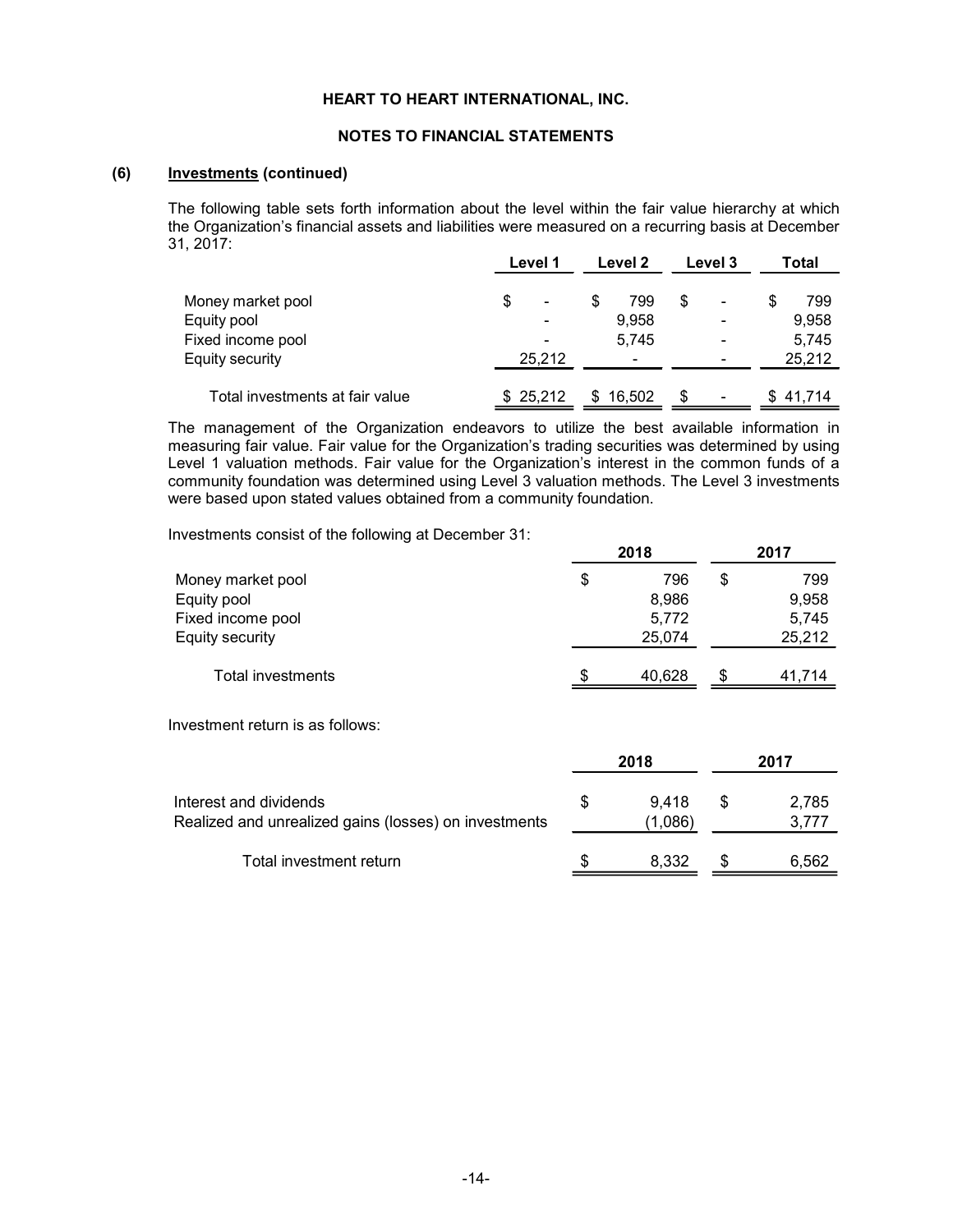**HEART TO HEART INTERNATIONAL, INC.**

**NOTES TO FINANCIAL STATEMENTS**

## (6) Investments (continued)

The following table sets forth information about the level within the fair value hierarchy at which the Organization's financial assets and liabilities were measured on a recurring basis at December 31, 2017:

| | Level 1 | Level 2 | Level 3 | Total |
|---|---|---|---|---|
| Money market pool | $ - | $ 799 | $ - | $ 799 |
| Equity pool | - | 9,958 | - | 9,958 |
| Fixed income pool | - | 5,745 | - | 5,745 |
| Equity security | 25,212 | - | - | 25,212 |
| Total investments at fair value | $ 25,212 | $ 16,502 | $ - | $ 41,714 |

The management of the Organization endeavors to utilize the best available information in measuring fair value. Fair value for the Organization's trading securities was determined by using Level 1 valuation methods. Fair value for the Organization's interest in the common funds of a community foundation was determined using Level 3 valuation methods. The Level 3 investments were based upon stated values obtained from a community foundation.

Investments consist of the following at December 31:

| | 2018 | 2017 |
|---|---|---|
| Money market pool | $ 796 | $ 799 |
| Equity pool | 8,986 | 9,958 |
| Fixed income pool | 5,772 | 5,745 |
| Equity security | 25,074 | 25,212 |
| Total investments | $ 40,628 | $ 41,714 |

Investment return is as follows:

| | 2018 | 2017 |
|---|---|---|
| Interest and dividends | $ 9,418 | $ 2,785 |
| Realized and unrealized gains (losses) on investments | (1,086) | 3,777 |
| Total investment return | $ 8,332 | $ 6,562 |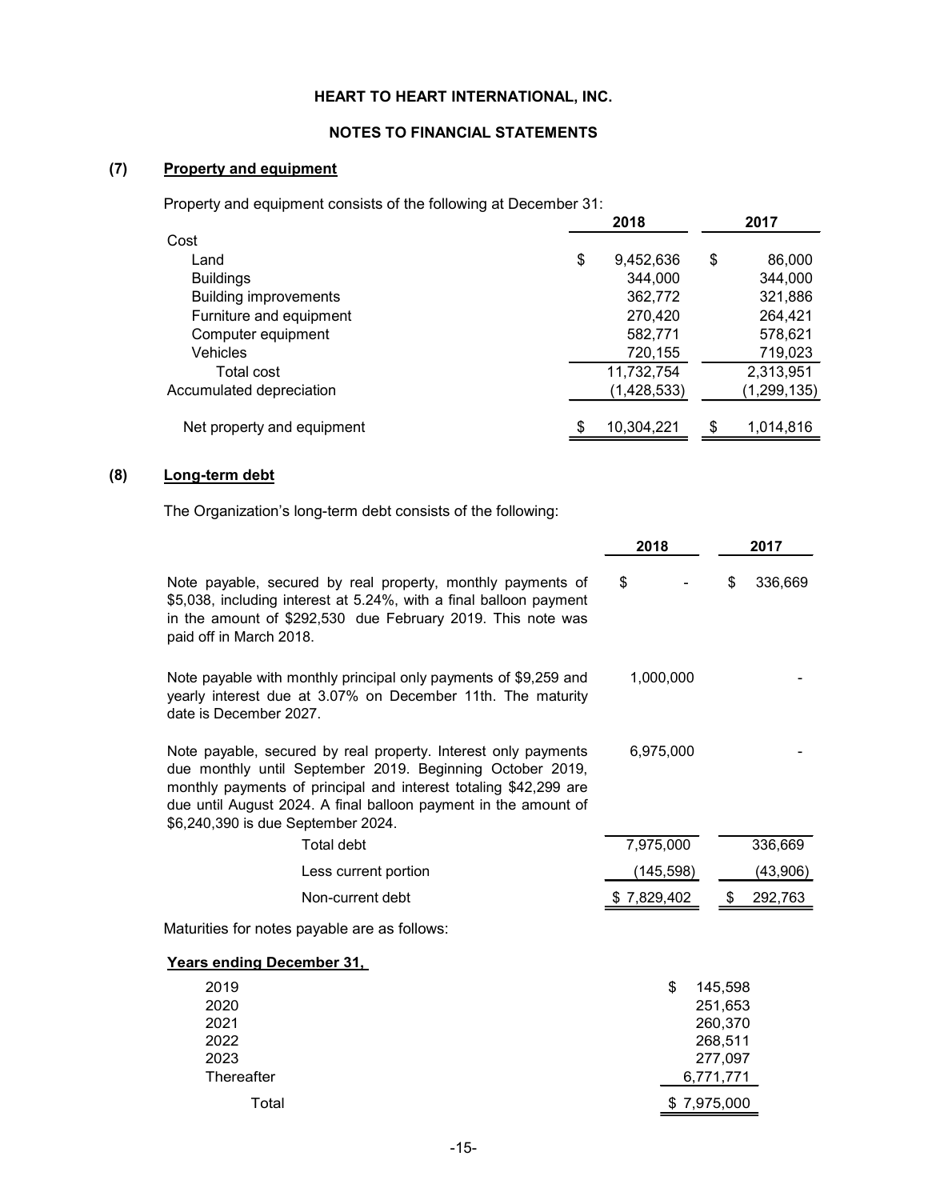# HEART TO HEART INTERNATIONAL, INC.

## NOTES TO FINANCIAL STATEMENTS

### (7) Property and equipment

Property and equipment consists of the following at December 31:

| | 2018 | 2017 |
|---|---|---|
| Cost | | |
| Land | $ 9,452,636 | $ 86,000 |
| Buildings | 344,000 | 344,000 |
| Building improvements | 362,772 | 321,886 |
| Furniture and equipment | 270,420 | 264,421 |
| Computer equipment | 582,771 | 578,621 |
| Vehicles | 720,155 | 719,023 |
| Total cost | 11,732,754 | 2,313,951 |
| Accumulated depreciation | (1,428,533) | (1,299,135) |
| Net property and equipment | $ 10,304,221 | $ 1,014,816 |

### (8) Long-term debt

The Organization's long-term debt consists of the following:

| | 2018 | 2017 |
|---|---|---|
| Note payable, secured by real property, monthly payments of $5,038, including interest at 5.24%, with a final balloon payment in the amount of $292,530 due February 2019. This note was paid off in March 2018. | $ - | $ 336,669 |
| Note payable with monthly principal only payments of $9,259 and yearly interest due at 3.07% on December 11th. The maturity date is December 2027. | 1,000,000 | - |
| Note payable, secured by real property. Interest only payments due monthly until September 2019. Beginning October 2019, monthly payments of principal and interest totaling $42,299 are due until August 2024. A final balloon payment in the amount of $6,240,390 is due September 2024. | 6,975,000 | - |
| Total debt | 7,975,000 | 336,669 |
| Less current portion | (145,598) | (43,906) |
| Non-current debt | $ 7,829,402 | $ 292,763 |

Maturities for notes payable are as follows:

| Years ending December 31, | |
|---|---|
| 2019 | $ 145,598 |
| 2020 | 251,653 |
| 2021 | 260,370 |
| 2022 | 268,511 |
| 2023 | 277,097 |
| Thereafter | 6,771,771 |
| Total | $ 7,975,000 |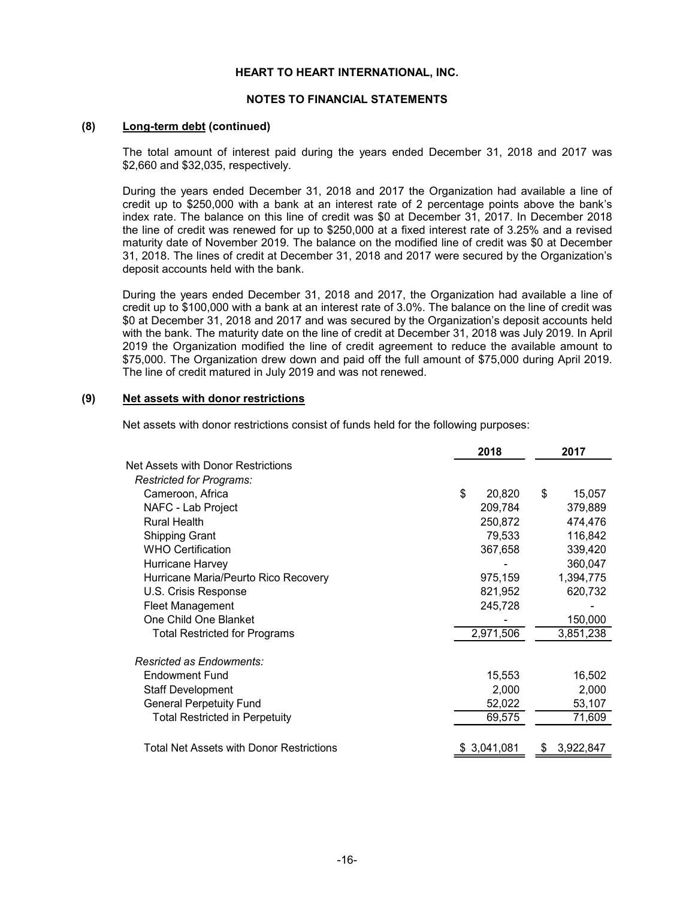**HEART TO HEART INTERNATIONAL, INC.**

**NOTES TO FINANCIAL STATEMENTS**

**(8) Long-term debt (continued)**

The total amount of interest paid during the years ended December 31, 2018 and 2017 was $2,660 and $32,035, respectively.

During the years ended December 31, 2018 and 2017 the Organization had available a line of credit up to $250,000 with a bank at an interest rate of 2 percentage points above the bank's index rate. The balance on this line of credit was $0 at December 31, 2017. In December 2018 the line of credit was renewed for up to $250,000 at a fixed interest rate of 3.25% and a revised maturity date of November 2019. The balance on the modified line of credit was $0 at December 31, 2018. The lines of credit at December 31, 2018 and 2017 were secured by the Organization's deposit accounts held with the bank.

During the years ended December 31, 2018 and 2017, the Organization had available a line of credit up to $100,000 with a bank at an interest rate of 3.0%. The balance on the line of credit was $0 at December 31, 2018 and 2017 and was secured by the Organization's deposit accounts held with the bank. The maturity date on the line of credit at December 31, 2018 was July 2019. In April 2019 the Organization modified the line of credit agreement to reduce the available amount to $75,000. The Organization drew down and paid off the full amount of $75,000 during April 2019. The line of credit matured in July 2019 and was not renewed.

**(9) Net assets with donor restrictions**

Net assets with donor restrictions consist of funds held for the following purposes:

| | 2018 | 2017 |
|---|---|---|
| Net Assets with Donor Restrictions | | |
| *Restricted for Programs:* | | |
| Cameroon, Africa | $ 20,820 | $ 15,057 |
| NAFC - Lab Project | 209,784 | 379,889 |
| Rural Health | 250,872 | 474,476 |
| Shipping Grant | 79,533 | 116,842 |
| WHO Certification | 367,658 | 339,420 |
| Hurricane Harvey | - | 360,047 |
| Hurricane Maria/Peurto Rico Recovery | 975,159 | 1,394,775 |
| U.S. Crisis Response | 821,952 | 620,732 |
| Fleet Management | 245,728 | - |
| One Child One Blanket | - | 150,000 |
| Total Restricted for Programs | 2,971,506 | 3,851,238 |
| *Resricted as Endowments:* | | |
| Endowment Fund | 15,553 | 16,502 |
| Staff Development | 2,000 | 2,000 |
| General Perpetuity Fund | 52,022 | 53,107 |
| Total Restricted in Perpetuity | 69,575 | 71,609 |
| Total Net Assets with Donor Restrictions | $ 3,041,081 | $ 3,922,847 |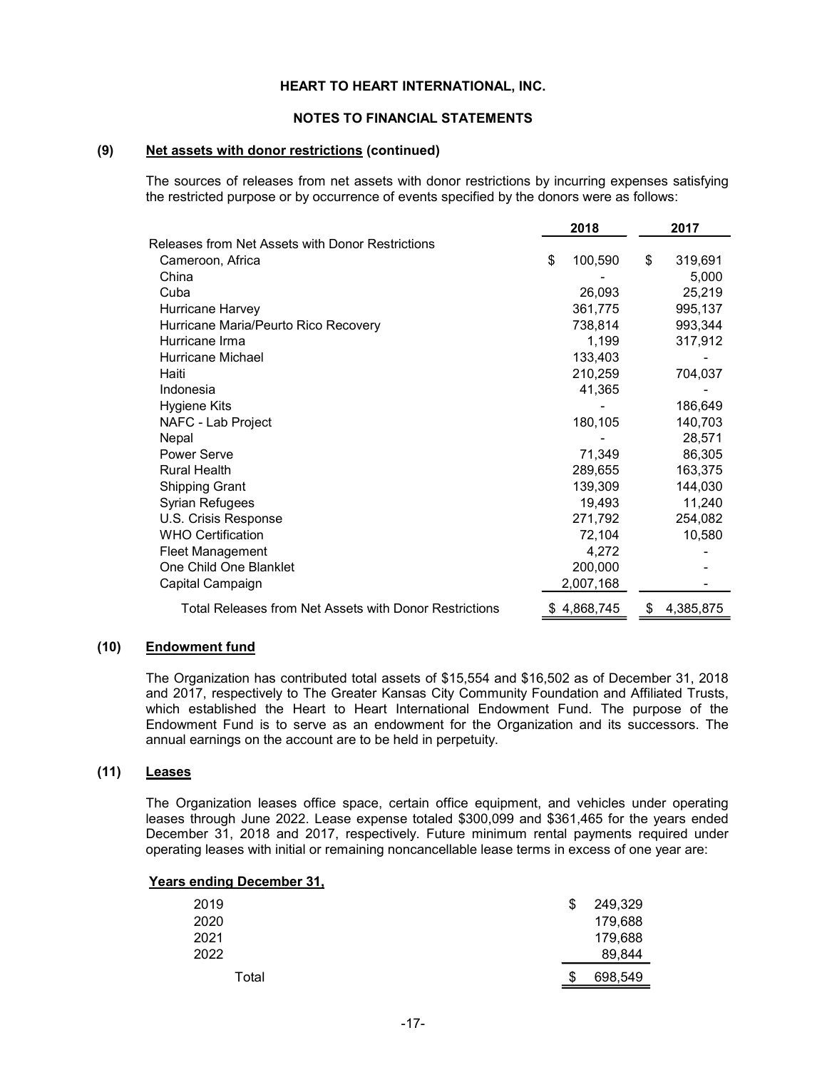**HEART TO HEART INTERNATIONAL, INC.**

**NOTES TO FINANCIAL STATEMENTS**

## (9) Net assets with donor restrictions (continued)

The sources of releases from net assets with donor restrictions by incurring expenses satisfying the restricted purpose or by occurrence of events specified by the donors were as follows:

| | 2018 | 2017 |
|---|---|---|
| Releases from Net Assets with Donor Restrictions | | |
| Cameroon, Africa | $ 100,590 | $ 319,691 |
| China | - | 5,000 |
| Cuba | 26,093 | 25,219 |
| Hurricane Harvey | 361,775 | 995,137 |
| Hurricane Maria/Peurto Rico Recovery | 738,814 | 993,344 |
| Hurricane Irma | 1,199 | 317,912 |
| Hurricane Michael | 133,403 | - |
| Haiti | 210,259 | 704,037 |
| Indonesia | 41,365 | - |
| Hygiene Kits | - | 186,649 |
| NAFC - Lab Project | 180,105 | 140,703 |
| Nepal | - | 28,571 |
| Power Serve | 71,349 | 86,305 |
| Rural Health | 289,655 | 163,375 |
| Shipping Grant | 139,309 | 144,030 |
| Syrian Refugees | 19,493 | 11,240 |
| U.S. Crisis Response | 271,792 | 254,082 |
| WHO Certification | 72,104 | 10,580 |
| Fleet Management | 4,272 | - |
| One Child One Blanklet | 200,000 | - |
| Capital Campaign | 2,007,168 | - |
| Total Releases from Net Assets with Donor Restrictions | $ 4,868,745 | $ 4,385,875 |

## (10) Endowment fund

The Organization has contributed total assets of $15,554 and $16,502 as of December 31, 2018 and 2017, respectively to The Greater Kansas City Community Foundation and Affiliated Trusts, which established the Heart to Heart International Endowment Fund. The purpose of the Endowment Fund is to serve as an endowment for the Organization and its successors. The annual earnings on the account are to be held in perpetuity.

## (11) Leases

The Organization leases office space, certain office equipment, and vehicles under operating leases through June 2022. Lease expense totaled $300,099 and $361,465 for the years ended December 31, 2018 and 2017, respectively. Future minimum rental payments required under operating leases with initial or remaining noncancellable lease terms in excess of one year are:

| Years ending December 31, | |
|---|---|
| 2019 | $ 249,329 |
| 2020 | 179,688 |
| 2021 | 179,688 |
| 2022 | 89,844 |
| Total | $ 698,549 |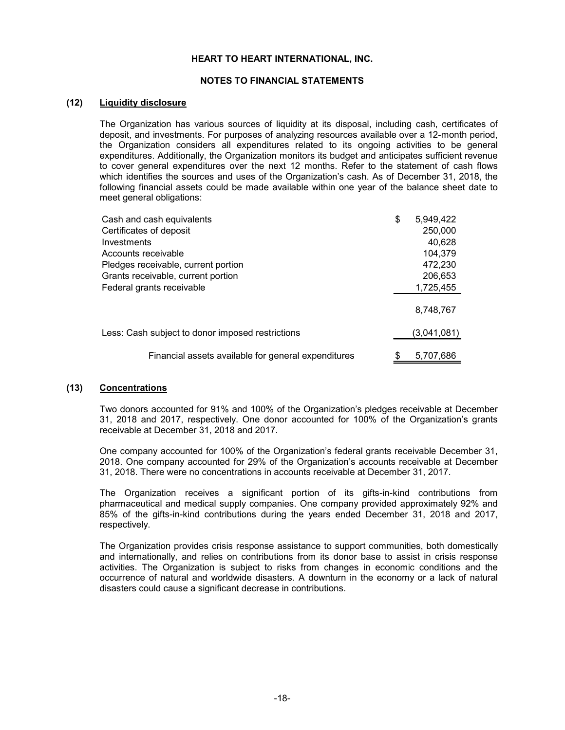**HEART TO HEART INTERNATIONAL, INC.**

**NOTES TO FINANCIAL STATEMENTS**

## (12) Liquidity disclosure

The Organization has various sources of liquidity at its disposal, including cash, certificates of deposit, and investments. For purposes of analyzing resources available over a 12-month period, the Organization considers all expenditures related to its ongoing activities to be general expenditures. Additionally, the Organization monitors its budget and anticipates sufficient revenue to cover general expenditures over the next 12 months. Refer to the statement of cash flows which identifies the sources and uses of the Organization's cash. As of December 31, 2018, the following financial assets could be made available within one year of the balance sheet date to meet general obligations:

| | |
|---|---|
| Cash and cash equivalents | $ 5,949,422 |
| Certificates of deposit | 250,000 |
| Investments | 40,628 |
| Accounts receivable | 104,379 |
| Pledges receivable, current portion | 472,230 |
| Grants receivable, current portion | 206,653 |
| Federal grants receivable | 1,725,455 |
| | 8,748,767 |
| Less: Cash subject to donor imposed restrictions | (3,041,081) |
| Financial assets available for general expenditures | $ 5,707,686 |

## (13) Concentrations

Two donors accounted for 91% and 100% of the Organization's pledges receivable at December 31, 2018 and 2017, respectively. One donor accounted for 100% of the Organization's grants receivable at December 31, 2018 and 2017.

One company accounted for 100% of the Organization's federal grants receivable December 31, 2018. One company accounted for 29% of the Organization's accounts receivable at December 31, 2018. There were no concentrations in accounts receivable at December 31, 2017.

The Organization receives a significant portion of its gifts-in-kind contributions from pharmaceutical and medical supply companies. One company provided approximately 92% and 85% of the gifts-in-kind contributions during the years ended December 31, 2018 and 2017, respectively.

The Organization provides crisis response assistance to support communities, both domestically and internationally, and relies on contributions from its donor base to assist in crisis response activities. The Organization is subject to risks from changes in economic conditions and the occurrence of natural and worldwide disasters. A downturn in the economy or a lack of natural disasters could cause a significant decrease in contributions.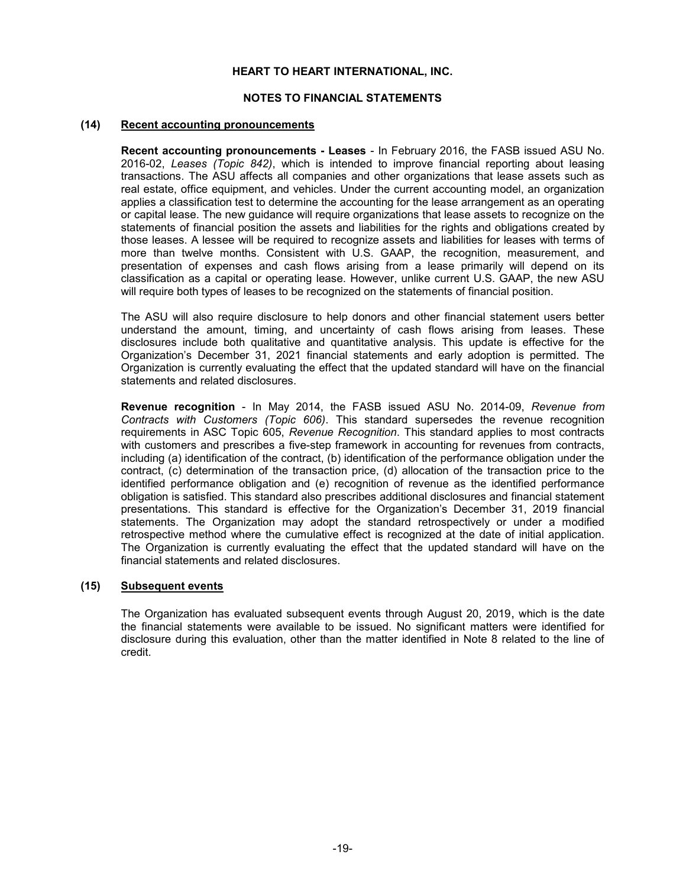# HEART TO HEART INTERNATIONAL, INC.

## NOTES TO FINANCIAL STATEMENTS

### (14) Recent accounting pronouncements

**Recent accounting pronouncements - Leases** - In February 2016, the FASB issued ASU No. 2016-02, *Leases (Topic 842)*, which is intended to improve financial reporting about leasing transactions. The ASU affects all companies and other organizations that lease assets such as real estate, office equipment, and vehicles. Under the current accounting model, an organization applies a classification test to determine the accounting for the lease arrangement as an operating or capital lease. The new guidance will require organizations that lease assets to recognize on the statements of financial position the assets and liabilities for the rights and obligations created by those leases. A lessee will be required to recognize assets and liabilities for leases with terms of more than twelve months. Consistent with U.S. GAAP, the recognition, measurement, and presentation of expenses and cash flows arising from a lease primarily will depend on its classification as a capital or operating lease. However, unlike current U.S. GAAP, the new ASU will require both types of leases to be recognized on the statements of financial position.

The ASU will also require disclosure to help donors and other financial statement users better understand the amount, timing, and uncertainty of cash flows arising from leases. These disclosures include both qualitative and quantitative analysis. This update is effective for the Organization's December 31, 2021 financial statements and early adoption is permitted. The Organization is currently evaluating the effect that the updated standard will have on the financial statements and related disclosures.

**Revenue recognition** - In May 2014, the FASB issued ASU No. 2014-09, *Revenue from Contracts with Customers (Topic 606)*. This standard supersedes the revenue recognition requirements in ASC Topic 605, *Revenue Recognition*. This standard applies to most contracts with customers and prescribes a five-step framework in accounting for revenues from contracts, including (a) identification of the contract, (b) identification of the performance obligation under the contract, (c) determination of the transaction price, (d) allocation of the transaction price to the identified performance obligation and (e) recognition of revenue as the identified performance obligation is satisfied. This standard also prescribes additional disclosures and financial statement presentations. This standard is effective for the Organization's December 31, 2019 financial statements. The Organization may adopt the standard retrospectively or under a modified retrospective method where the cumulative effect is recognized at the date of initial application. The Organization is currently evaluating the effect that the updated standard will have on the financial statements and related disclosures.

### (15) Subsequent events

The Organization has evaluated subsequent events through August 20, 2019, which is the date the financial statements were available to be issued. No significant matters were identified for disclosure during this evaluation, other than the matter identified in Note 8 related to the line of credit.